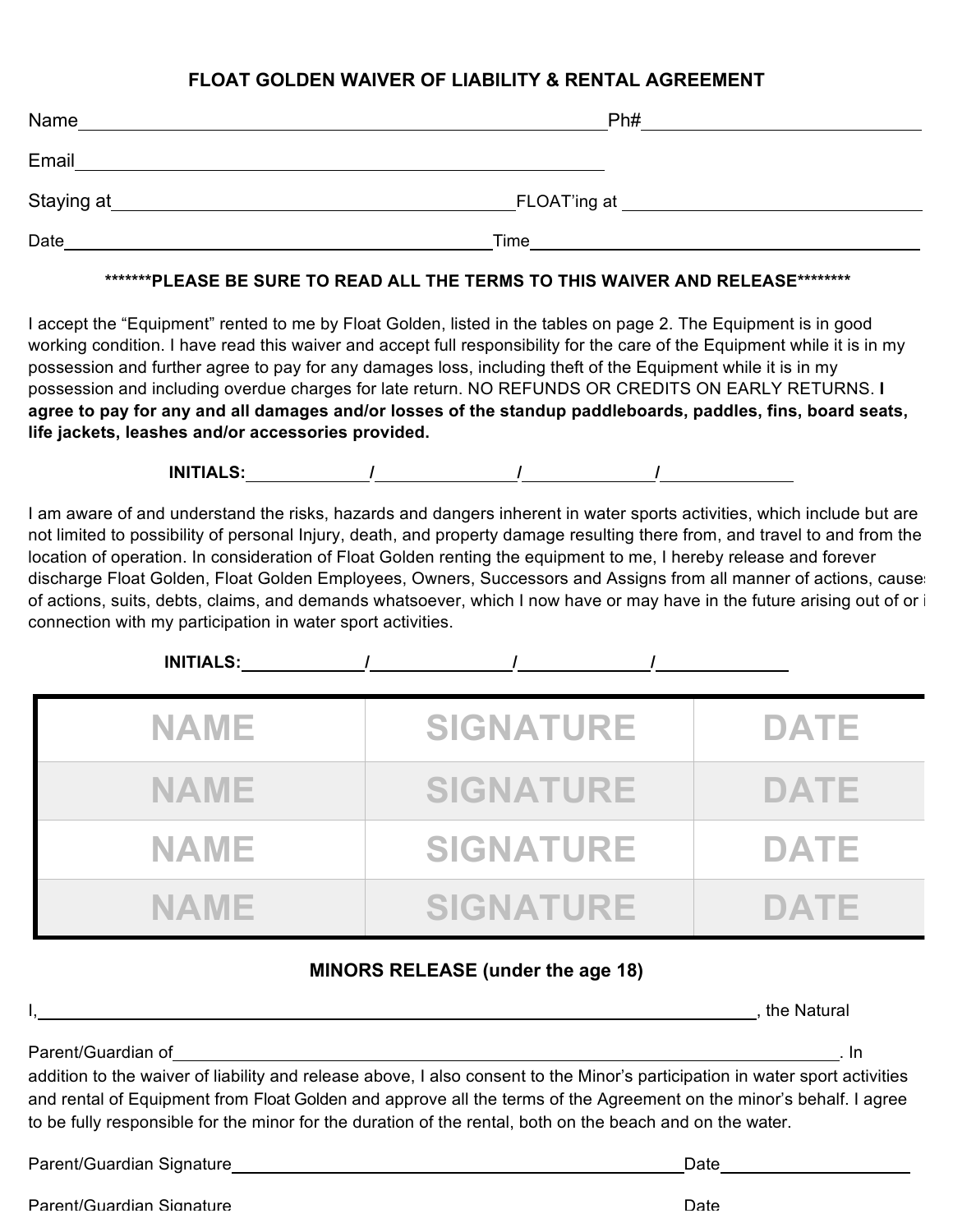## FLOAT GOLDEN WAIVER OF LIABILITY & RENTAL AGREEMENT

Name\_\_\_\_\_\_\_\_\_\_\_\_\_\_\_\_\_\_\_\_\_\_\_\_\_\_\_\_\_\_\_\_\_\_\_\_\_\_\_\_\_\_\_\_\_\_\_\_\_\_\_\_ Ph#\_\_\_\_\_\_\_\_\_\_\_\_\_\_\_\_\_\_\_\_\_\_\_\_\_\_

Email\_\_\_\_\_\_\_\_\_\_\_\_\_\_\_\_\_\_\_\_\_\_\_\_\_\_\_\_\_\_\_\_\_\_\_\_\_\_\_\_\_\_\_\_\_\_\_\_\_\_\_\_

Staying at\_\_\_\_\_\_\_\_\_\_\_\_\_\_\_\_\_\_\_\_\_\_\_\_\_\_\_\_\_\_\_\_\_\_\_\_\_\_\_\_ FLOAT'ing at \_\_\_\_\_\_\_\_\_\_\_\_\_\_\_\_\_\_\_\_\_\_\_\_\_\_\_\_\_\_

Date\_\_\_\_\_\_\_\_\_\_\_\_\_\_\_\_\_\_\_\_\_\_\_\_\_\_\_\_\_\_\_\_\_\_\_\_\_\_\_\_\_\_\_\_ Time\_\_\_\_\_\_\_\_\_\_\_\_\_\_\_\_\_\_\_\_\_\_\_\_\_\_\_\_\_\_\_\_\_\_\_\_\_\_\_\_\_

**\*\*\*\*\*\*\*PLEASE BE SURE TO READ ALL THE TERMS TO THIS WAIVER AND RELEASE\*\*\*\*\*\*\*\***

I accept the "Equipment" rented to me by Float Golden, listed in the tables on page 2. The Equipment is in good working condition. I have read this waiver and accept full responsibility for the care of the Equipment while it is in my possession and further agree to pay for any damages loss, including theft of the Equipment while it is in my possession and including overdue charges for late return. NO REFUNDS OR CREDITS ON EARLY RETURNS. **I agree to pay for any and all damages and/or losses of the standup paddleboards, paddles, fins, board seats, life jackets, leashes and/or accessories provided.**

**INITIALS:**\_\_\_\_\_\_\_\_\_\_\_\_/\_\_\_\_\_\_\_\_\_\_\_\_\_\_/\_\_\_\_\_\_\_\_\_\_\_\_\_/\_\_\_\_\_\_\_\_\_\_\_\_\_

I am aware of and understand the risks, hazards and dangers inherent in water sports activities, which include but are not limited to possibility of personal Injury, death, and property damage resulting there from, and travel to and from the location of operation. In consideration of Float Golden renting the equipment to me, I hereby release and forever discharge Float Golden, Float Golden Employees, Owners, Successors and Assigns from all manner of actions, causes of actions, suits, debts, claims, and demands whatsoever, which I now have or may have in the future arising out of or in connection with my participation in water sport activities.

**INITIALS:**\_\_\_\_\_\_\_\_\_\_\_\_/\_\_\_\_\_\_\_\_\_\_\_\_\_\_/\_\_\_\_\_\_\_\_\_\_\_\_\_/\_\_\_\_\_\_\_\_\_\_\_\_\_

| NAME | SIGNATURE | DATE |
|---|---|---|
| NAME | SIGNATURE | DATE |
| NAME | SIGNATURE | DATE |
| NAME | SIGNATURE | DATE |

**MINORS RELEASE (under the age 18)**

I,\_\_\_\_\_\_\_\_\_\_\_\_\_\_\_\_\_\_\_\_\_\_\_\_\_\_\_\_\_\_\_\_\_\_\_\_\_\_\_\_\_\_\_\_\_\_\_\_\_\_\_\_\_\_\_\_\_\_\_\_\_\_\_\_\_\_\_\_\_\_\_\_\_\_\_\_, the Natural

Parent/Guardian of\_\_\_\_\_\_\_\_\_\_\_\_\_\_\_\_\_\_\_\_\_\_\_\_\_\_\_\_\_\_\_\_\_\_\_\_\_\_\_\_\_\_\_\_\_\_\_\_\_\_\_\_\_\_\_\_\_\_\_\_\_\_\_\_\_\_\_\_. In addition to the waiver of liability and release above, I also consent to the Minor's participation in water sport activities and rental of Equipment from Float Golden and approve all the terms of the Agreement on the minor's behalf. I agree to be fully responsible for the minor for the duration of the rental, both on the beach and on the water.

Parent/Guardian Signature\_\_\_\_\_\_\_\_\_\_\_\_\_\_\_\_\_\_\_\_\_\_\_\_\_\_\_\_\_\_\_\_\_\_\_\_\_\_\_\_\_\_\_\_\_\_\_\_ Date\_\_\_\_\_\_\_\_\_\_\_\_\_\_\_\_\_\_\_\_

Parent/Guardian Signature Date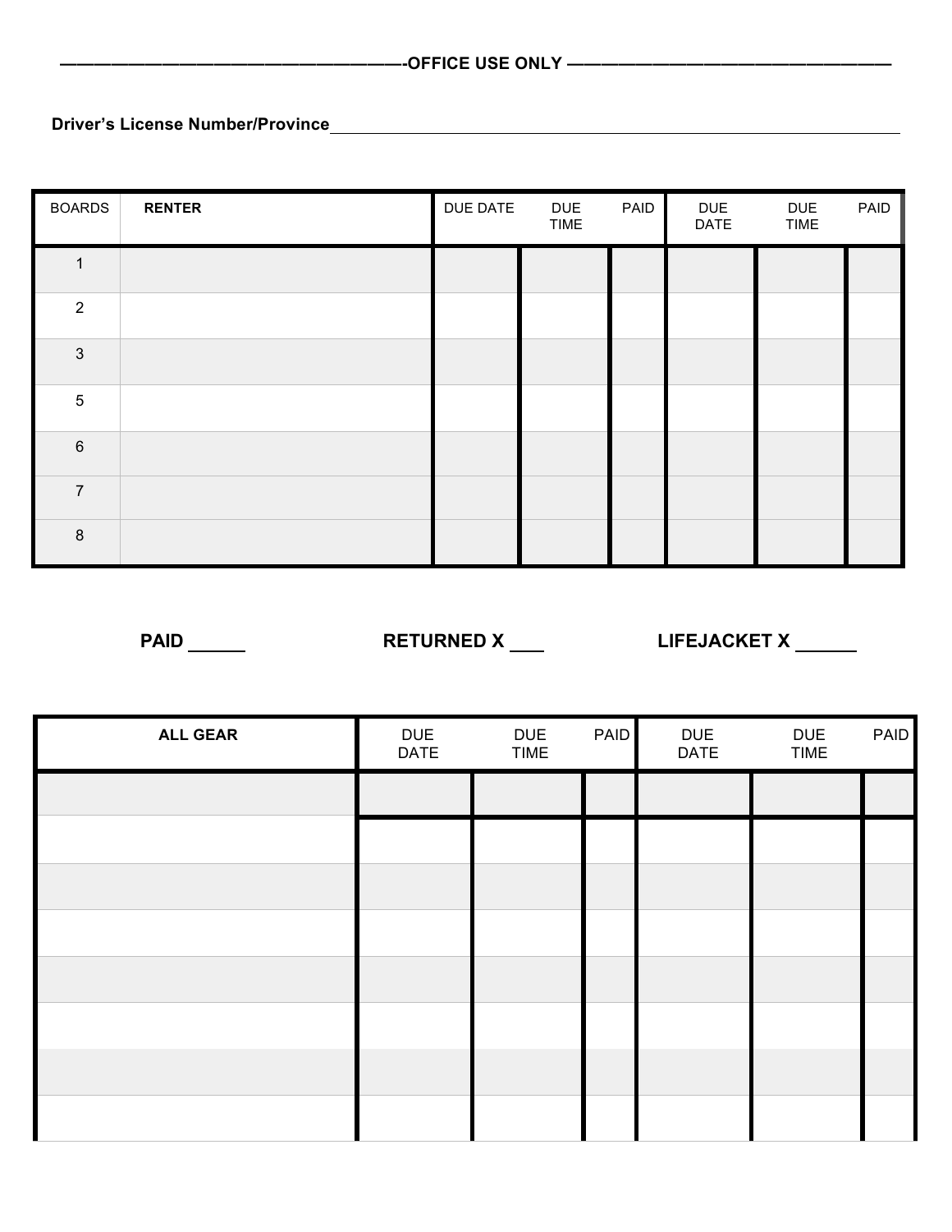——————————————————-OFFICE USE ONLY ——————————————————

Driver's License Number/Province_______________________________________________

| BOARDS | RENTER | DUE DATE | DUE TIME | PAID | DUE DATE | DUE TIME | PAID |
|---|---|---|---|---|---|---|---|
| 1 | | | | | | | |
| 2 | | | | | | | |
| 3 | | | | | | | |
| 5 | | | | | | | |
| 6 | | | | | | | |
| 7 | | | | | | | |
| 8 | | | | | | | |

**PAID _____** **RETURNED X ___** **LIFEJACKET X ______**

| ALL GEAR | DUE DATE | DUE TIME | PAID | DUE DATE | DUE TIME | PAID |
|---|---|---|---|---|---|---|
| | | | | | | |
| | | | | | | |
| | | | | | | |
| | | | | | | |
| | | | | | | |
| | | | | | | |
| | | | | | | |
| | | | | | | |